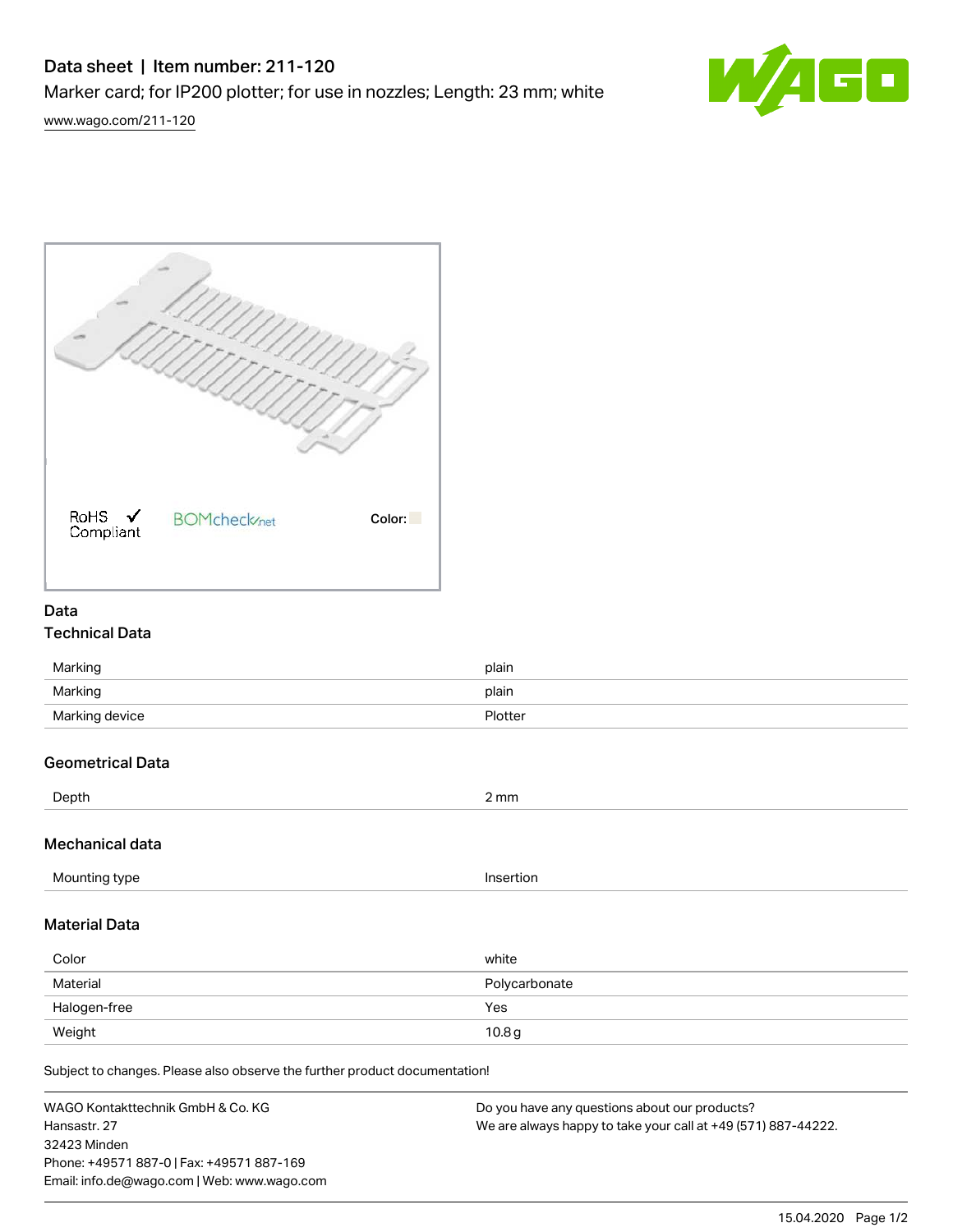# Data sheet | Item number: 211-120

Marker card; for IP200 plotter; for use in nozzles; Length: 23 mm; white

www.wago.com/211-120

RoHS ✓ Compliant   BOMcheck.net   Color:

## Data

### Technical Data

| | |
|---|---|
| Marking | plain |
| Marking | plain |
| Marking device | Plotter |

### Geometrical Data

| | |
|---|---|
| Depth | 2 mm |

### Mechanical data

| | |
|---|---|
| Mounting type | Insertion |

### Material Data

| | |
|---|---|
| Color | white |
| Material | Polycarbonate |
| Halogen-free | Yes |
| Weight | 10.8 g |

Subject to changes. Please also observe the further product documentation!

WAGO Kontakttechnik GmbH & Co. KG
Hansastr. 27
32423 Minden
Phone: +49571 887-0 | Fax: +49571 887-169
Email: info.de@wago.com | Web: www.wago.com

Do you have any questions about our products?
We are always happy to take your call at +49 (571) 887-44222.

15.04.2020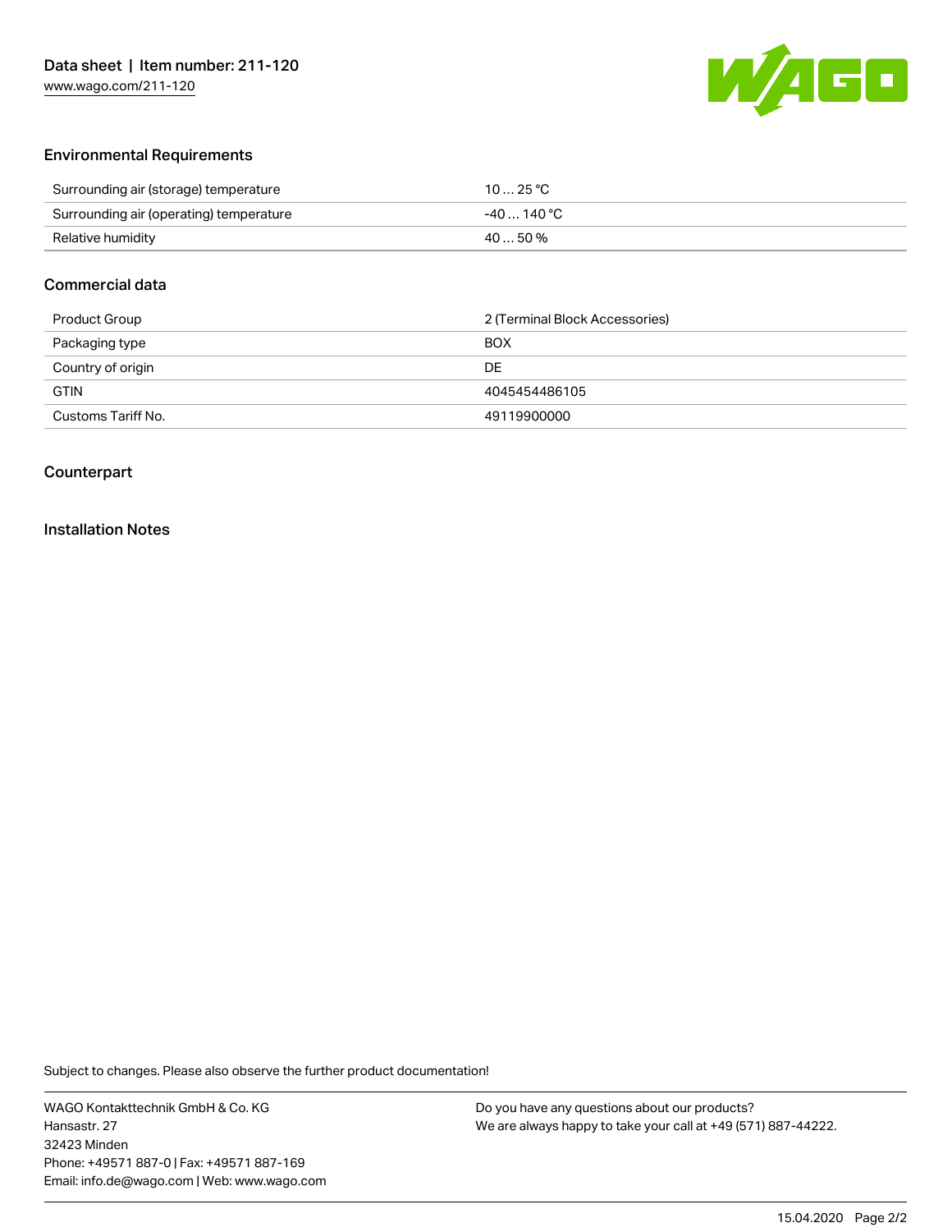Data sheet | Item number: 211-120

www.wago.com/211-120

## Environmental Requirements

| | |
|---|---|
| Surrounding air (storage) temperature | 10 … 25 °C |
| Surrounding air (operating) temperature | -40 … 140 °C |
| Relative humidity | 40 … 50 % |

## Commercial data

| | |
|---|---|
| Product Group | 2 (Terminal Block Accessories) |
| Packaging type | BOX |
| Country of origin | DE |
| GTIN | 4045454486105 |
| Customs Tariff No. | 49119900000 |

## Counterpart

## Installation Notes

Subject to changes. Please also observe the further product documentation!

WAGO Kontakttechnik GmbH & Co. KG
Hansastr. 27
32423 Minden
Phone: +49571 887-0 | Fax: +49571 887-169
Email: info.de@wago.com | Web: www.wago.com

Do you have any questions about our products?
We are always happy to take your call at +49 (571) 887-44222.

15.04.2020